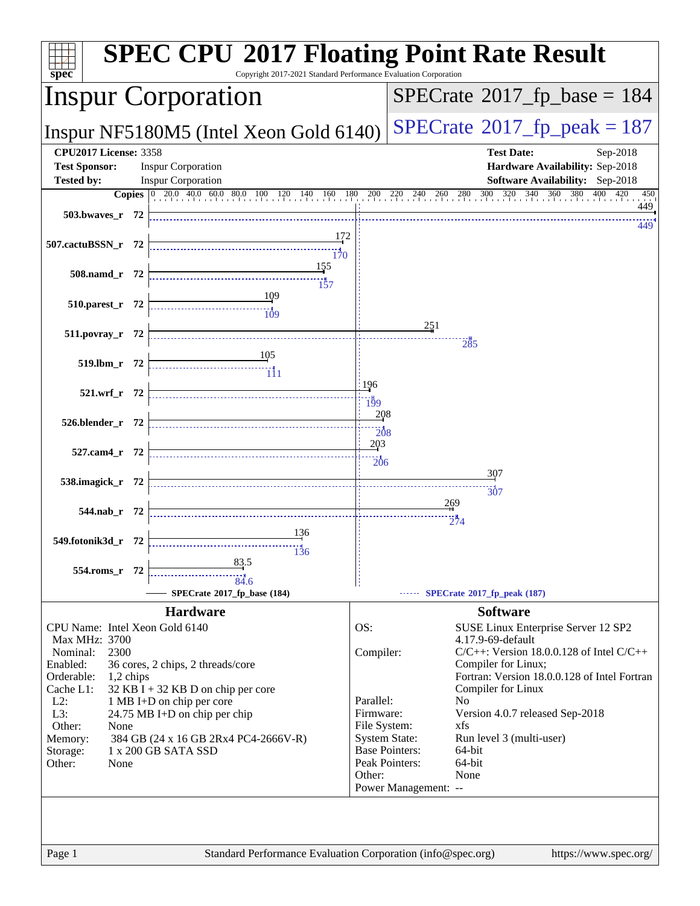# SPEC CPU 2017 Floating Point Rate Result

Copyright 2017-2021 Standard Performance Evaluation Corporation

## Inspur Corporation

**Inspur NF5180M5 (Intel Xeon Gold 6140)**

**SPECrate 2017_fp_base = 184**

**SPECrate 2017_fp_peak = 187**

| | | | |
|---|---|---|---|
| **CPU2017 License:** | 3358 | **Test Date:** | Sep-2018 |
| **Test Sponsor:** | Inspur Corporation | **Hardware Availability:** | Sep-2018 |
| **Tested by:** | Inspur Corporation | **Software Availability:** | Sep-2018 |

| Benchmark | Copies | SPECrate 2017_fp_base (184) | SPECrate 2017_fp_peak (187) |
|---|---|---|---|
| 503.bwaves_r | 72 | 449 | 449 |
| 507.cactuBSSN_r | 72 | 172 | 170 |
| 508.namd_r | 72 | 155 | 157 |
| 510.parest_r | 72 | 109 | 109 |
| 511.povray_r | 72 | 251 | 285 |
| 519.lbm_r | 72 | 105 | 111 |
| 521.wrf_r | 72 | 196 | 199 |
| 526.blender_r | 72 | 208 | 208 |
| 527.cam4_r | 72 | 203 | 206 |
| 538.imagick_r | 72 | 307 | 307 |
| 544.nab_r | 72 | 269 | 274 |
| 549.fotonik3d_r | 72 | 136 | 136 |
| 554.roms_r | 72 | 83.5 | 84.6 |

## Hardware

| | |
|---|---|
| CPU Name: | Intel Xeon Gold 6140 |
| Max MHz: | 3700 |
| Nominal: | 2300 |
| Enabled: | 36 cores, 2 chips, 2 threads/core |
| Orderable: | 1,2 chips |
| Cache L1: | 32 KB I + 32 KB D on chip per core |
| L2: | 1 MB I+D on chip per core |
| L3: | 24.75 MB I+D on chip per chip |
| Other: | None |
| Memory: | 384 GB (24 x 16 GB 2Rx4 PC4-2666V-R) |
| Storage: | 1 x 200 GB SATA SSD |
| Other: | None |

## Software

| | |
|---|---|
| OS: | SUSE Linux Enterprise Server 12 SP2 4.17.9-69-default |
| Compiler: | C/C++: Version 18.0.0.128 of Intel C/C++ Compiler for Linux; Fortran: Version 18.0.0.128 of Intel Fortran Compiler for Linux |
| Parallel: | No |
| Firmware: | Version 4.0.7 released Sep-2018 |
| File System: | xfs |
| System State: | Run level 3 (multi-user) |
| Base Pointers: | 64-bit |
| Peak Pointers: | 64-bit |
| Other: | None |
| Power Management: | -- |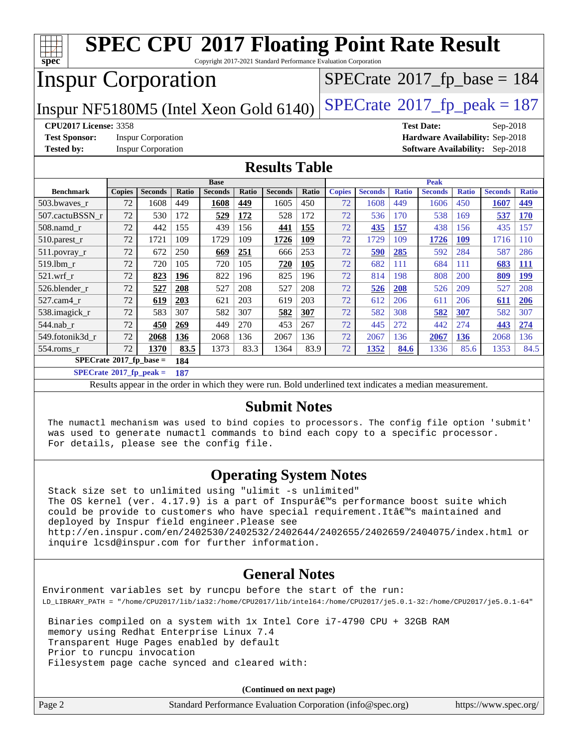# SPEC CPU 2017 Floating Point Rate Result

Copyright 2017-2021 Standard Performance Evaluation Corporation

# Inspur Corporation

Inspur NF5180M5 (Intel Xeon Gold 6140)

SPECrate 2017_fp_base = 184

SPECrate 2017_fp_peak = 187

**CPU2017 License:** 3358
**Test Sponsor:** Inspur Corporation
**Tested by:** Inspur Corporation

**Test Date:** Sep-2018
**Hardware Availability:** Sep-2018
**Software Availability:** Sep-2018

## Results Table

| Benchmark | Base | | | | | | | Peak | | | | | | |
|---|---|---|---|---|---|---|---|---|---|---|---|---|---|---|
| | Copies | Seconds | Ratio | Seconds | Ratio | Seconds | Ratio | Copies | Seconds | Ratio | Seconds | Ratio | Seconds | Ratio |
| 503.bwaves_r | 72 | 1608 | 449 | **1608** | **449** | 1605 | 450 | 72 | 1608 | 449 | 1606 | 450 | **1607** | **449** |
| 507.cactuBSSN_r | 72 | 530 | 172 | **529** | **172** | 528 | 172 | 72 | 536 | 170 | 538 | 169 | **537** | **170** |
| 508.namd_r | 72 | 442 | 155 | 439 | 156 | **441** | **155** | 72 | **435** | **157** | 438 | 156 | 435 | 157 |
| 510.parest_r | 72 | 1721 | 109 | 1729 | 109 | **1726** | **109** | 72 | 1729 | 109 | **1726** | **109** | 1716 | 110 |
| 511.povray_r | 72 | 672 | 250 | **669** | **251** | 666 | 253 | 72 | **590** | **285** | 592 | 284 | 587 | 286 |
| 519.lbm_r | 72 | 720 | 105 | 720 | 105 | **720** | **105** | 72 | 682 | 111 | 684 | 111 | **683** | **111** |
| 521.wrf_r | 72 | **823** | **196** | 822 | 196 | 825 | 196 | 72 | 814 | 198 | 808 | 200 | **809** | **199** |
| 526.blender_r | 72 | **527** | **208** | 527 | 208 | 527 | 208 | 72 | **526** | **208** | 526 | 209 | 527 | 208 |
| 527.cam4_r | 72 | **619** | **203** | 621 | 203 | 619 | 203 | 72 | 612 | 206 | 611 | 206 | **611** | **206** |
| 538.imagick_r | 72 | 583 | 307 | 582 | 307 | **582** | **307** | 72 | 582 | 308 | **582** | **307** | 582 | 307 |
| 544.nab_r | 72 | **450** | **269** | 449 | 270 | 453 | 267 | 72 | 445 | 272 | 442 | 274 | **443** | **274** |
| 549.fotonik3d_r | 72 | **2068** | **136** | 2068 | 136 | 2067 | 136 | 72 | 2067 | 136 | **2067** | **136** | 2068 | 136 |
| 554.roms_r | 72 | **1370** | **83.5** | 1373 | 83.3 | 1364 | 83.9 | 72 | **1352** | **84.6** | 1336 | 85.6 | 1353 | 84.5 |

**SPECrate 2017_fp_base = 184**

**SPECrate 2017_fp_peak = 187**

Results appear in the order in which they were run. Bold underlined text indicates a median measurement.

## Submit Notes

The numactl mechanism was used to bind copies to processors. The config file option 'submit' was used to generate numactl commands to bind each copy to a specific processor. For details, please see the config file.

## Operating System Notes

Stack size set to unlimited using "ulimit -s unlimited"
The OS kernel (ver. 4.17.9) is a part of Inspurâ€™s performance boost suite which could be provide to customers who have special requirement.Itâ€™s maintained and deployed by Inspur field engineer.Please see
http://en.inspur.com/en/2402530/2402532/2402644/2402655/2402659/2404075/index.html or inquire lcsd@inspur.com for further information.

## General Notes

Environment variables set by runcpu before the start of the run:
LD_LIBRARY_PATH = "/home/CPU2017/lib/ia32:/home/CPU2017/lib/intel64:/home/CPU2017/je5.0.1-32:/home/CPU2017/je5.0.1-64"

Binaries compiled on a system with 1x Intel Core i7-4790 CPU + 32GB RAM
memory using Redhat Enterprise Linux 7.4
Transparent Huge Pages enabled by default
Prior to runcpu invocation
Filesystem page cache synced and cleared with:

**(Continued on next page)**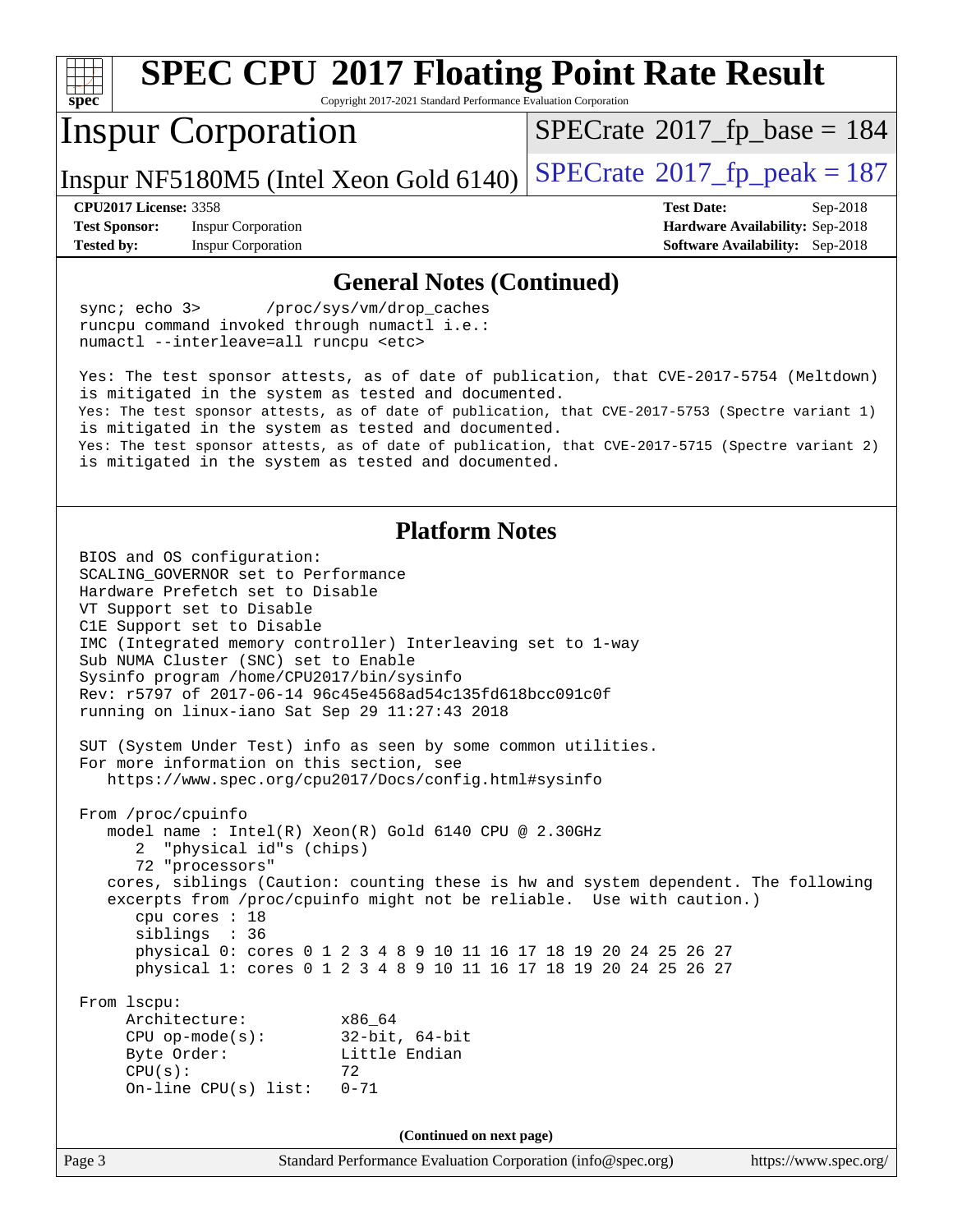# SPEC CPU 2017 Floating Point Rate Result

Copyright 2017-2021 Standard Performance Evaluation Corporation

## Inspur Corporation

Inspur NF5180M5 (Intel Xeon Gold 6140)

SPECrate 2017_fp_base = 184

SPECrate 2017_fp_peak = 187

**CPU2017 License:** 3358
**Test Sponsor:** Inspur Corporation
**Tested by:** Inspur Corporation

**Test Date:** Sep-2018
**Hardware Availability:** Sep-2018
**Software Availability:** Sep-2018

### General Notes (Continued)

```
sync; echo 3>       /proc/sys/vm/drop_caches
runcpu command invoked through numactl i.e.:
numactl --interleave=all runcpu <etc>

Yes: The test sponsor attests, as of date of publication, that CVE-2017-5754 (Meltdown)
is mitigated in the system as tested and documented.
Yes: The test sponsor attests, as of date of publication, that CVE-2017-5753 (Spectre variant 1)
is mitigated in the system as tested and documented.
Yes: The test sponsor attests, as of date of publication, that CVE-2017-5715 (Spectre variant 2)
is mitigated in the system as tested and documented.
```

### Platform Notes

```
BIOS and OS configuration:
SCALING_GOVERNOR set to Performance
Hardware Prefetch set to Disable
VT Support set to Disable
C1E Support set to Disable
IMC (Integrated memory controller) Interleaving set to 1-way
Sub NUMA Cluster (SNC) set to Enable
Sysinfo program /home/CPU2017/bin/sysinfo
Rev: r5797 of 2017-06-14 96c45e4568ad54c135fd618bcc091c0f
running on linux-iano Sat Sep 29 11:27:43 2018

SUT (System Under Test) info as seen by some common utilities.
For more information on this section, see
   https://www.spec.org/cpu2017/Docs/config.html#sysinfo

From /proc/cpuinfo
   model name : Intel(R) Xeon(R) Gold 6140 CPU @ 2.30GHz
      2  "physical id"s (chips)
      72 "processors"
   cores, siblings (Caution: counting these is hw and system dependent. The following
   excerpts from /proc/cpuinfo might not be reliable.  Use with caution.)
      cpu cores : 18
      siblings  : 36
      physical 0: cores 0 1 2 3 4 8 9 10 11 16 17 18 19 20 24 25 26 27
      physical 1: cores 0 1 2 3 4 8 9 10 11 16 17 18 19 20 24 25 26 27

From lscpu:
     Architecture:          x86_64
     CPU op-mode(s):        32-bit, 64-bit
     Byte Order:            Little Endian
     CPU(s):                72
     On-line CPU(s) list:   0-71
```

(Continued on next page)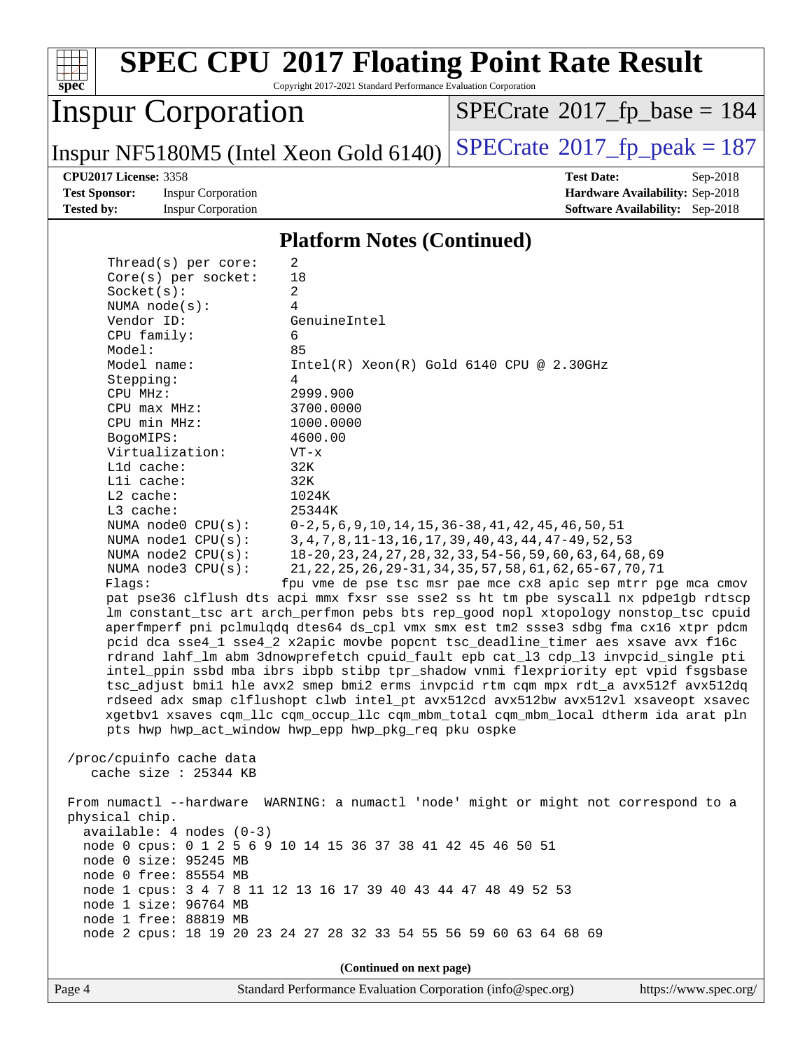## Platform Notes (Continued)

```
     Thread(s) per core:    2
     Core(s) per socket:    18
     Socket(s):             2
     NUMA node(s):          4
     Vendor ID:             GenuineIntel
     CPU family:            6
     Model:                 85
     Model name:            Intel(R) Xeon(R) Gold 6140 CPU @ 2.30GHz
     Stepping:              4
     CPU MHz:               2999.900
     CPU max MHz:           3700.0000
     CPU min MHz:           1000.0000
     BogoMIPS:              4600.00
     Virtualization:        VT-x
     L1d cache:             32K
     L1i cache:             32K
     L2 cache:              1024K
     L3 cache:              25344K
     NUMA node0 CPU(s):     0-2,5,6,9,10,14,15,36-38,41,42,45,46,50,51
     NUMA node1 CPU(s):     3,4,7,8,11-13,16,17,39,40,43,44,47-49,52,53
     NUMA node2 CPU(s):     18-20,23,24,27,28,32,33,54-56,59,60,63,64,68,69
     NUMA node3 CPU(s):     21,22,25,26,29-31,34,35,57,58,61,62,65-67,70,71
     Flags:                fpu vme de pse tsc msr pae mce cx8 apic sep mtrr pge mca cmov
     pat pse36 clflush dts acpi mmx fxsr sse sse2 ss ht tm pbe syscall nx pdpe1gb rdtscp
     lm constant_tsc art arch_perfmon pebs bts rep_good nopl xtopology nonstop_tsc cpuid
     aperfmperf pni pclmulqdq dtes64 ds_cpl vmx smx est tm2 ssse3 sdbg fma cx16 xtpr pdcm
     pcid dca sse4_1 sse4_2 x2apic movbe popcnt tsc_deadline_timer aes xsave avx f16c
     rdrand lahf_lm abm 3dnowprefetch cpuid_fault epb cat_l3 cdp_l3 invpcid_single pti
     intel_ppin ssbd mba ibrs ibpb stibp tpr_shadow vnmi flexpriority ept vpid fsgsbase
     tsc_adjust bmi1 hle avx2 smep bmi2 erms invpcid rtm cqm mpx rdt_a avx512f avx512dq
     rdseed adx smap clflushopt clwb intel_pt avx512cd avx512bw avx512vl xsaveopt xsavec
     xgetbv1 xsaves cqm_llc cqm_occup_llc cqm_mbm_total cqm_mbm_local dtherm ida arat pln
     pts hwp hwp_act_window hwp_epp hwp_pkg_req pku ospke

 /proc/cpuinfo cache data
    cache size : 25344 KB

 From numactl --hardware  WARNING: a numactl 'node' might or might not correspond to a
 physical chip.
   available: 4 nodes (0-3)
   node 0 cpus: 0 1 2 5 6 9 10 14 15 36 37 38 41 42 45 46 50 51
   node 0 size: 95245 MB
   node 0 free: 85554 MB
   node 1 cpus: 3 4 7 8 11 12 13 16 17 39 40 43 44 47 48 49 52 53
   node 1 size: 96764 MB
   node 1 free: 88819 MB
   node 2 cpus: 18 19 20 23 24 27 28 32 33 54 55 56 59 60 63 64 68 69
```

(Continued on next page)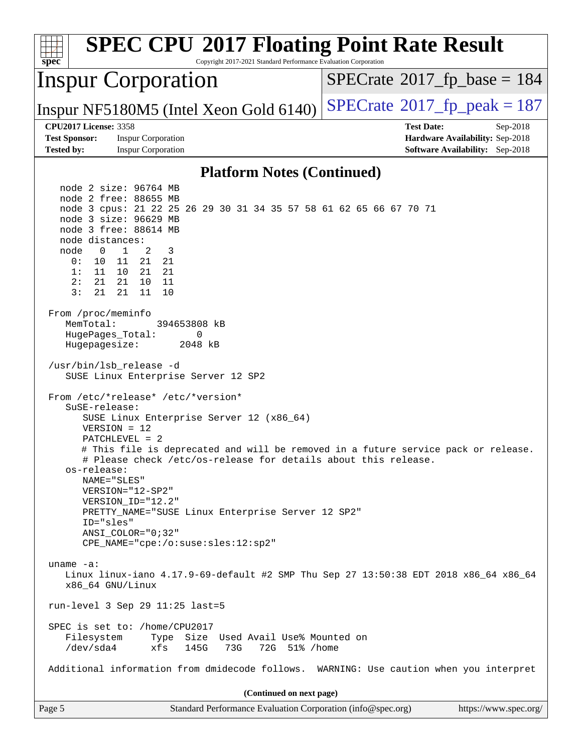## Platform Notes (Continued)

```
   node 2 size: 96764 MB
   node 2 free: 88655 MB
   node 3 cpus: 21 22 25 26 29 30 31 34 35 57 58 61 62 65 66 67 70 71
   node 3 size: 96629 MB
   node 3 free: 88614 MB
   node distances:
   node   0   1   2   3
     0:  10  11  21  21
     1:  11  10  21  21
     2:  21  21  10  11
     3:  21  21  11  10

 From /proc/meminfo
    MemTotal:       394653808 kB
    HugePages_Total:       0
    Hugepagesize:       2048 kB

 /usr/bin/lsb_release -d
    SUSE Linux Enterprise Server 12 SP2

 From /etc/*release* /etc/*version*
    SuSE-release:
       SUSE Linux Enterprise Server 12 (x86_64)
       VERSION = 12
       PATCHLEVEL = 2
       # This file is deprecated and will be removed in a future service pack or release.
       # Please check /etc/os-release for details about this release.
    os-release:
       NAME="SLES"
       VERSION="12-SP2"
       VERSION_ID="12.2"
       PRETTY_NAME="SUSE Linux Enterprise Server 12 SP2"
       ID="sles"
       ANSI_COLOR="0;32"
       CPE_NAME="cpe:/o:suse:sles:12:sp2"

 uname -a:
    Linux linux-iano 4.17.9-69-default #2 SMP Thu Sep 27 13:50:38 EDT 2018 x86_64 x86_64
    x86_64 GNU/Linux

 run-level 3 Sep 29 11:25 last=5

 SPEC is set to: /home/CPU2017
    Filesystem     Type  Size  Used Avail Use% Mounted on
    /dev/sda4      xfs   145G   73G   72G  51% /home

 Additional information from dmidecode follows.  WARNING: Use caution when you interpret
```

(Continued on next page)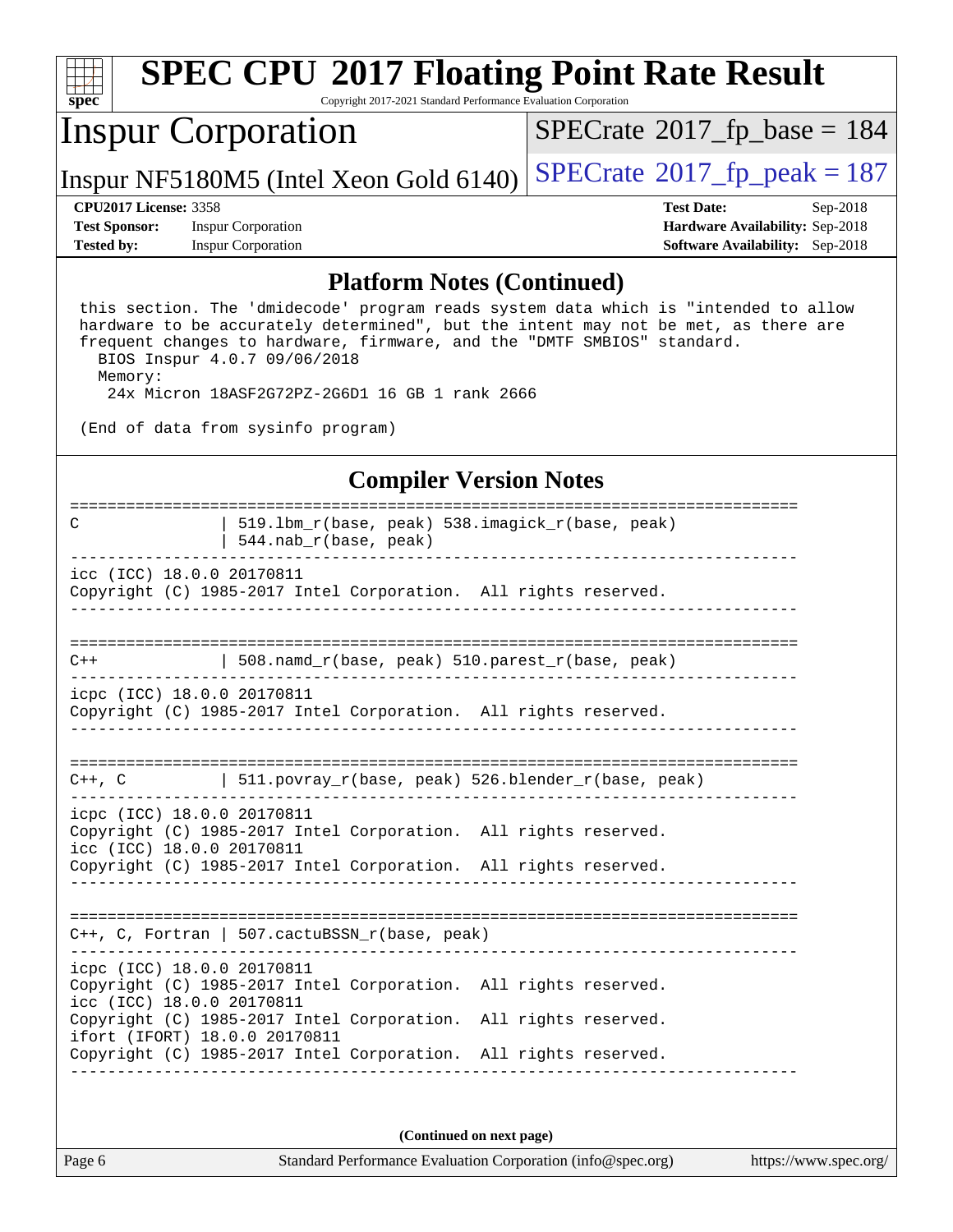## Platform Notes (Continued)

```
this section. The 'dmidecode' program reads system data which is "intended to allow
hardware to be accurately determined", but the intent may not be met, as there are
frequent changes to hardware, firmware, and the "DMTF SMBIOS" standard.
  BIOS Inspur 4.0.7 09/06/2018
  Memory:
   24x Micron 18ASF2G72PZ-2G6D1 16 GB 1 rank 2666

(End of data from sysinfo program)
```

## Compiler Version Notes

```
==============================================================================
C               | 519.lbm_r(base, peak) 538.imagick_r(base, peak)
                | 544.nab_r(base, peak)
------------------------------------------------------------------------------
icc (ICC) 18.0.0 20170811
Copyright (C) 1985-2017 Intel Corporation.  All rights reserved.
------------------------------------------------------------------------------

==============================================================================
C++             | 508.namd_r(base, peak) 510.parest_r(base, peak)
------------------------------------------------------------------------------
icpc (ICC) 18.0.0 20170811
Copyright (C) 1985-2017 Intel Corporation.  All rights reserved.
------------------------------------------------------------------------------

==============================================================================
C++, C          | 511.povray_r(base, peak) 526.blender_r(base, peak)
------------------------------------------------------------------------------
icpc (ICC) 18.0.0 20170811
Copyright (C) 1985-2017 Intel Corporation.  All rights reserved.
icc (ICC) 18.0.0 20170811
Copyright (C) 1985-2017 Intel Corporation.  All rights reserved.
------------------------------------------------------------------------------

==============================================================================
C++, C, Fortran | 507.cactuBSSN_r(base, peak)
------------------------------------------------------------------------------
icpc (ICC) 18.0.0 20170811
Copyright (C) 1985-2017 Intel Corporation.  All rights reserved.
icc (ICC) 18.0.0 20170811
Copyright (C) 1985-2017 Intel Corporation.  All rights reserved.
ifort (IFORT) 18.0.0 20170811
Copyright (C) 1985-2017 Intel Corporation.  All rights reserved.
------------------------------------------------------------------------------
```

(Continued on next page)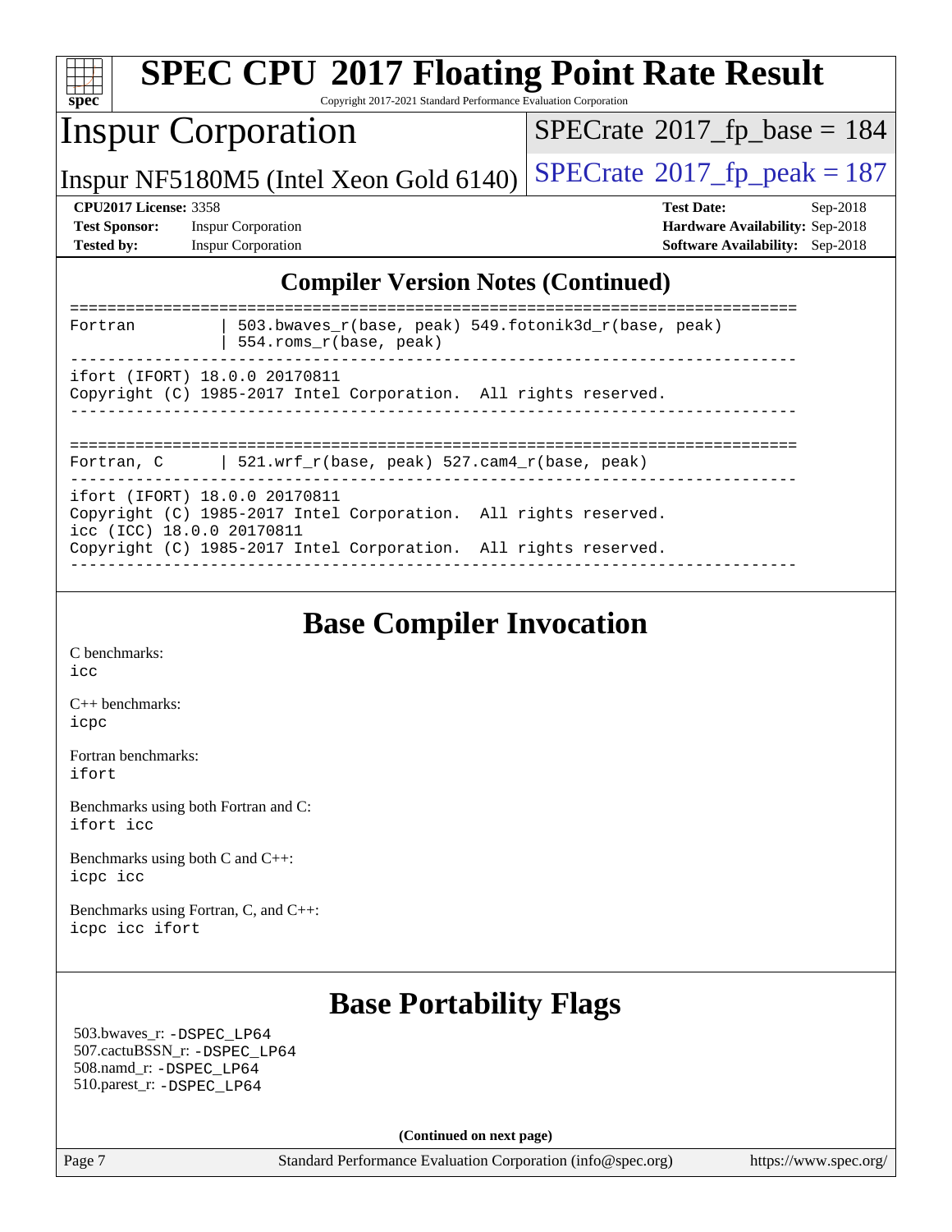## Compiler Version Notes (Continued)

```
==============================================================================
Fortran         | 503.bwaves_r(base, peak) 549.fotonik3d_r(base, peak)
                | 554.roms_r(base, peak)
------------------------------------------------------------------------------
ifort (IFORT) 18.0.0 20170811
Copyright (C) 1985-2017 Intel Corporation.  All rights reserved.
------------------------------------------------------------------------------

==============================================================================
Fortran, C      | 521.wrf_r(base, peak) 527.cam4_r(base, peak)
------------------------------------------------------------------------------
ifort (IFORT) 18.0.0 20170811
Copyright (C) 1985-2017 Intel Corporation.  All rights reserved.
icc (ICC) 18.0.0 20170811
Copyright (C) 1985-2017 Intel Corporation.  All rights reserved.
------------------------------------------------------------------------------
```

## Base Compiler Invocation

C benchmarks:
`icc`

C++ benchmarks:
`icpc`

Fortran benchmarks:
`ifort`

Benchmarks using both Fortran and C:
`ifort icc`

Benchmarks using both C and C++:
`icpc icc`

Benchmarks using Fortran, C, and C++:
`icpc icc ifort`

## Base Portability Flags

503.bwaves_r: `-DSPEC_LP64`
507.cactuBSSN_r: `-DSPEC_LP64`
508.namd_r: `-DSPEC_LP64`
510.parest_r: `-DSPEC_LP64`

**(Continued on next page)**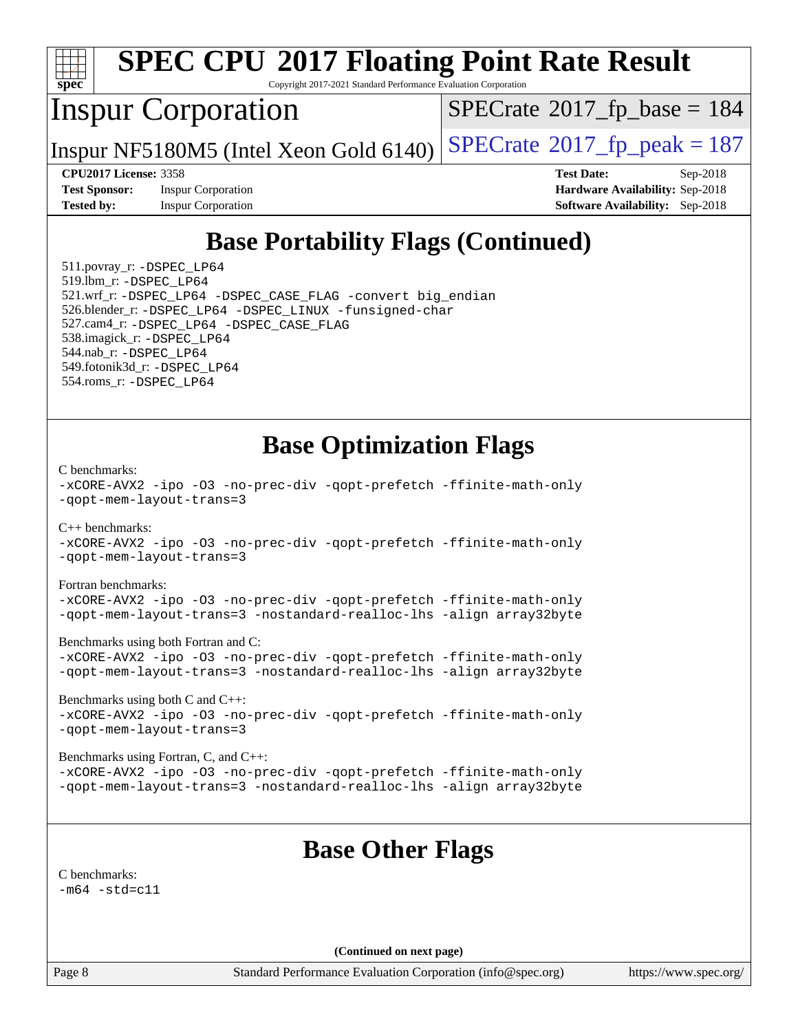## Base Portability Flags (Continued)

511.povray_r: -DSPEC_LP64
519.lbm_r: -DSPEC_LP64
521.wrf_r: -DSPEC_LP64 -DSPEC_CASE_FLAG -convert big_endian
526.blender_r: -DSPEC_LP64 -DSPEC_LINUX -funsigned-char
527.cam4_r: -DSPEC_LP64 -DSPEC_CASE_FLAG
538.imagick_r: -DSPEC_LP64
544.nab_r: -DSPEC_LP64
549.fotonik3d_r: -DSPEC_LP64
554.roms_r: -DSPEC_LP64

## Base Optimization Flags

C benchmarks:
-xCORE-AVX2 -ipo -O3 -no-prec-div -qopt-prefetch -ffinite-math-only
-qopt-mem-layout-trans=3

C++ benchmarks:
-xCORE-AVX2 -ipo -O3 -no-prec-div -qopt-prefetch -ffinite-math-only
-qopt-mem-layout-trans=3

Fortran benchmarks:
-xCORE-AVX2 -ipo -O3 -no-prec-div -qopt-prefetch -ffinite-math-only
-qopt-mem-layout-trans=3 -nostandard-realloc-lhs -align array32byte

Benchmarks using both Fortran and C:
-xCORE-AVX2 -ipo -O3 -no-prec-div -qopt-prefetch -ffinite-math-only
-qopt-mem-layout-trans=3 -nostandard-realloc-lhs -align array32byte

Benchmarks using both C and C++:
-xCORE-AVX2 -ipo -O3 -no-prec-div -qopt-prefetch -ffinite-math-only
-qopt-mem-layout-trans=3

Benchmarks using Fortran, C, and C++:
-xCORE-AVX2 -ipo -O3 -no-prec-div -qopt-prefetch -ffinite-math-only
-qopt-mem-layout-trans=3 -nostandard-realloc-lhs -align array32byte

## Base Other Flags

C benchmarks:
-m64 -std=c11

**(Continued on next page)**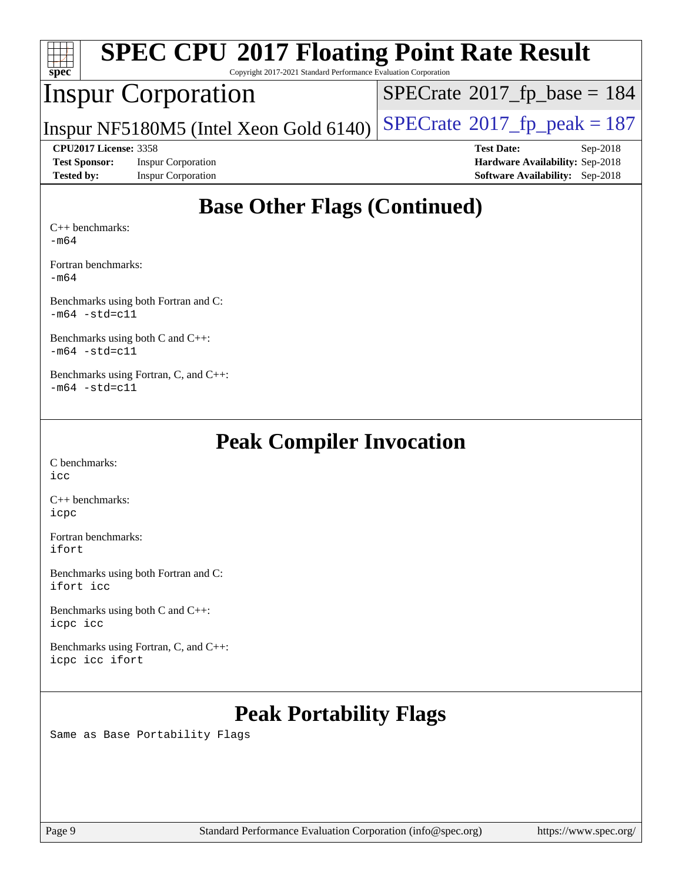## Base Other Flags (Continued)

C++ benchmarks:
-m64

Fortran benchmarks:
-m64

Benchmarks using both Fortran and C:
-m64 -std=c11

Benchmarks using both C and C++:
-m64 -std=c11

Benchmarks using Fortran, C, and C++:
-m64 -std=c11

## Peak Compiler Invocation

C benchmarks:
icc

C++ benchmarks:
icpc

Fortran benchmarks:
ifort

Benchmarks using both Fortran and C:
ifort icc

Benchmarks using both C and C++:
icpc icc

Benchmarks using Fortran, C, and C++:
icpc icc ifort

## Peak Portability Flags

Same as Base Portability Flags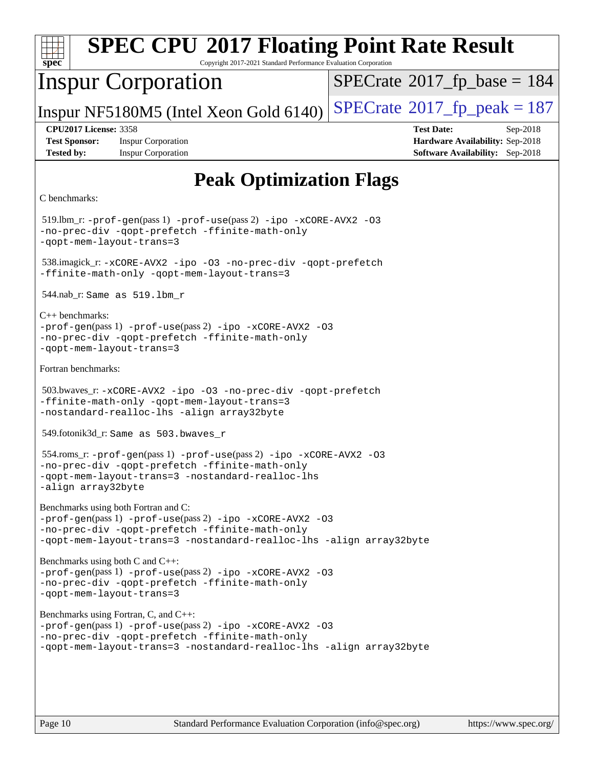# SPEC CPU 2017 Floating Point Rate Result

Copyright 2017-2021 Standard Performance Evaluation Corporation

## Inspur Corporation

Inspur NF5180M5 (Intel Xeon Gold 6140)

SPECrate 2017_fp_base = 184

SPECrate 2017_fp_peak = 187

**CPU2017 License:** 3358
**Test Sponsor:** Inspur Corporation
**Tested by:** Inspur Corporation

**Test Date:** Sep-2018
**Hardware Availability:** Sep-2018
**Software Availability:** Sep-2018

# Peak Optimization Flags

C benchmarks:

519.lbm_r: `-prof-gen`(pass 1) `-prof-use`(pass 2) `-ipo -xCORE-AVX2 -O3 -no-prec-div -qopt-prefetch -ffinite-math-only -qopt-mem-layout-trans=3`

538.imagick_r: `-xCORE-AVX2 -ipo -O3 -no-prec-div -qopt-prefetch -ffinite-math-only -qopt-mem-layout-trans=3`

544.nab_r: `Same as 519.lbm_r`

C++ benchmarks:

`-prof-gen`(pass 1) `-prof-use`(pass 2) `-ipo -xCORE-AVX2 -O3 -no-prec-div -qopt-prefetch -ffinite-math-only -qopt-mem-layout-trans=3`

Fortran benchmarks:

503.bwaves_r: `-xCORE-AVX2 -ipo -O3 -no-prec-div -qopt-prefetch -ffinite-math-only -qopt-mem-layout-trans=3 -nostandard-realloc-lhs -align array32byte`

549.fotonik3d_r: `Same as 503.bwaves_r`

554.roms_r: `-prof-gen`(pass 1) `-prof-use`(pass 2) `-ipo -xCORE-AVX2 -O3 -no-prec-div -qopt-prefetch -ffinite-math-only -qopt-mem-layout-trans=3 -nostandard-realloc-lhs -align array32byte`

Benchmarks using both Fortran and C:

`-prof-gen`(pass 1) `-prof-use`(pass 2) `-ipo -xCORE-AVX2 -O3 -no-prec-div -qopt-prefetch -ffinite-math-only -qopt-mem-layout-trans=3 -nostandard-realloc-lhs -align array32byte`

Benchmarks using both C and C++:

`-prof-gen`(pass 1) `-prof-use`(pass 2) `-ipo -xCORE-AVX2 -O3 -no-prec-div -qopt-prefetch -ffinite-math-only -qopt-mem-layout-trans=3`

Benchmarks using Fortran, C, and C++:

`-prof-gen`(pass 1) `-prof-use`(pass 2) `-ipo -xCORE-AVX2 -O3 -no-prec-div -qopt-prefetch -ffinite-math-only -qopt-mem-layout-trans=3 -nostandard-realloc-lhs -align array32byte`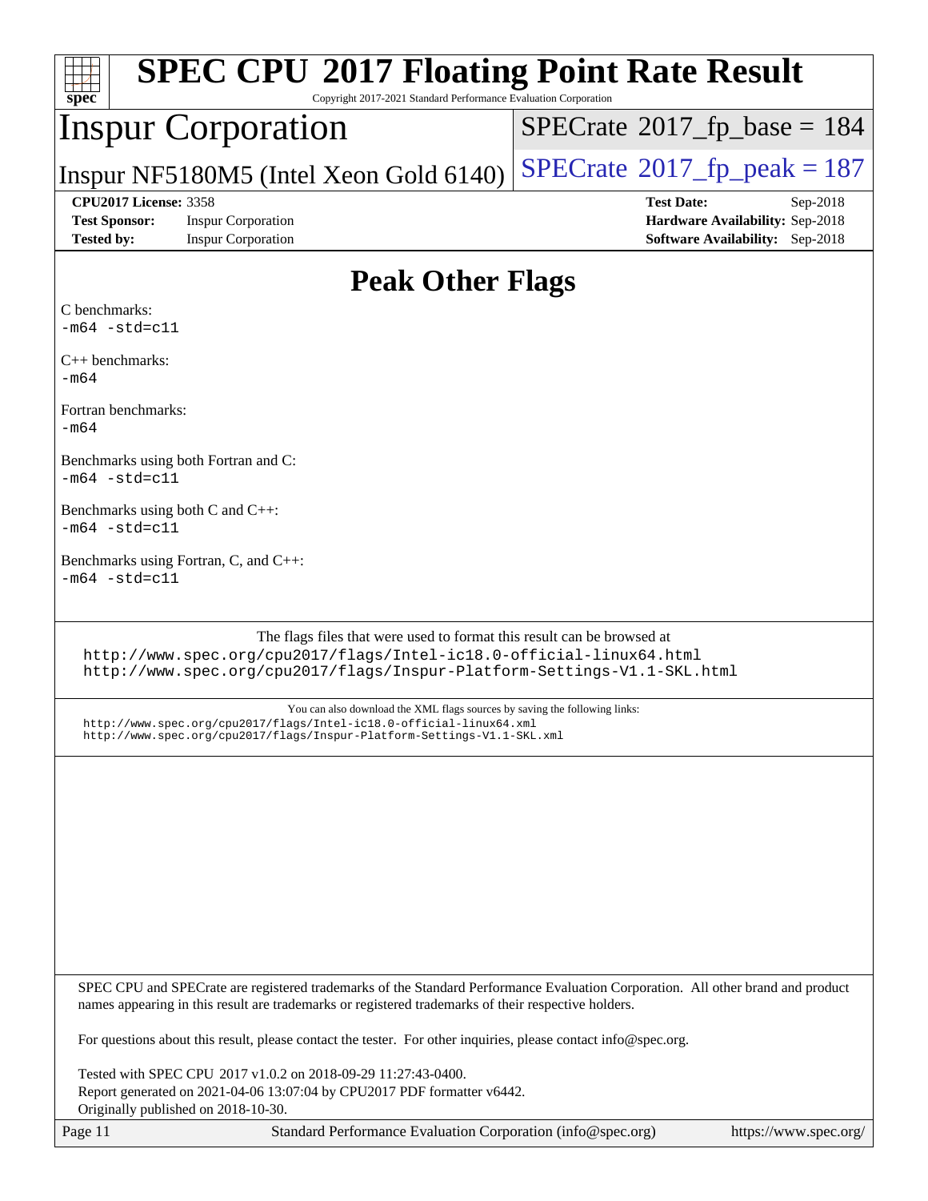# Peak Other Flags

C benchmarks:
-m64 -std=c11

C++ benchmarks:
-m64

Fortran benchmarks:
-m64

Benchmarks using both Fortran and C:
-m64 -std=c11

Benchmarks using both C and C++:
-m64 -std=c11

Benchmarks using Fortran, C, and C++:
-m64 -std=c11

The flags files that were used to format this result can be browsed at
http://www.spec.org/cpu2017/flags/Intel-ic18.0-official-linux64.html
http://www.spec.org/cpu2017/flags/Inspur-Platform-Settings-V1.1-SKL.html

You can also download the XML flags sources by saving the following links:
http://www.spec.org/cpu2017/flags/Intel-ic18.0-official-linux64.xml
http://www.spec.org/cpu2017/flags/Inspur-Platform-Settings-V1.1-SKL.xml

SPEC CPU and SPECrate are registered trademarks of the Standard Performance Evaluation Corporation. All other brand and product names appearing in this result are trademarks or registered trademarks of their respective holders.

For questions about this result, please contact the tester. For other inquiries, please contact info@spec.org.

Tested with SPEC CPU 2017 v1.0.2 on 2018-09-29 11:27:43-0400.
Report generated on 2021-04-06 13:07:04 by CPU2017 PDF formatter v6442.
Originally published on 2018-10-30.